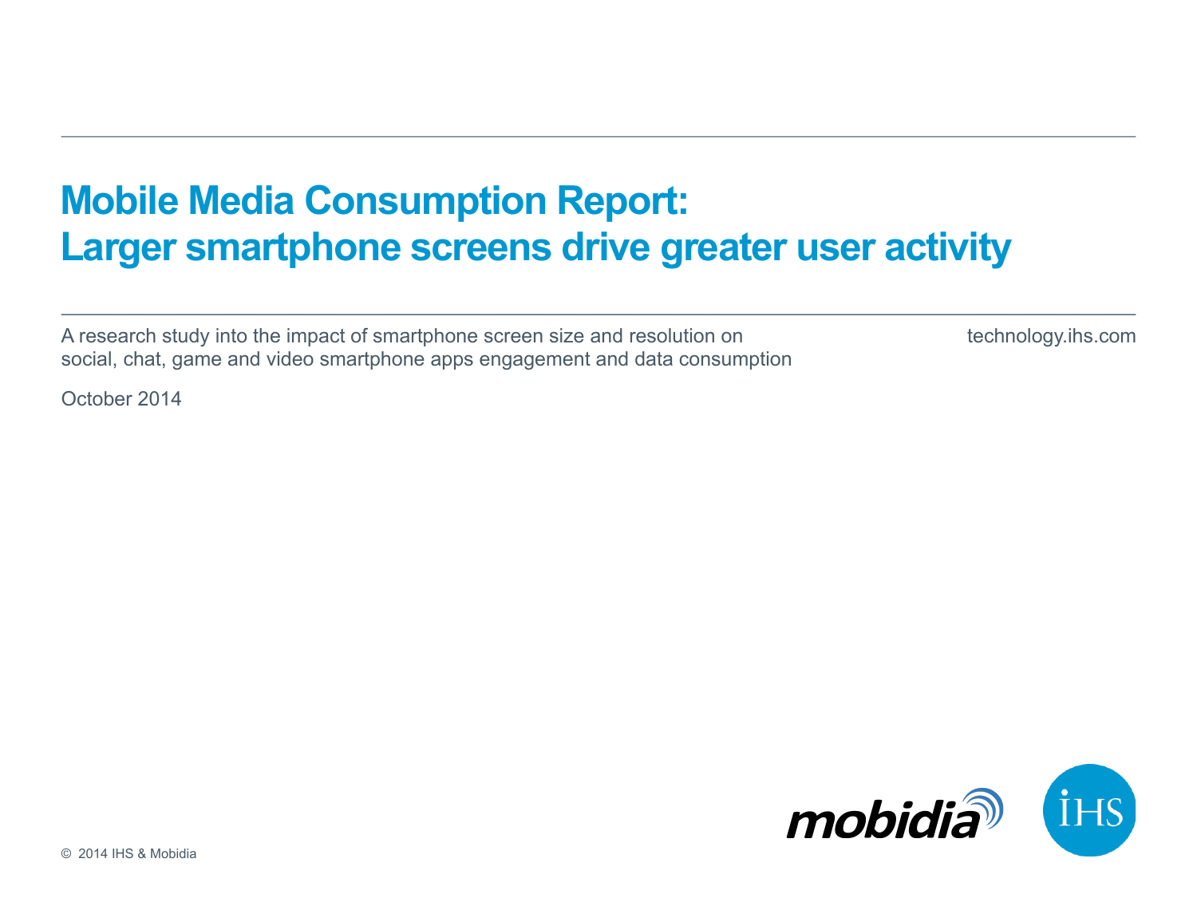# Mobile Media Consumption Report: Larger smartphone screens drive greater user activity

A research study into the impact of smartphone screen size and resolution on social, chat, game and video smartphone apps engagement and data consumption

technology.ihs.com

October 2014

© 2014 IHS & Mobidia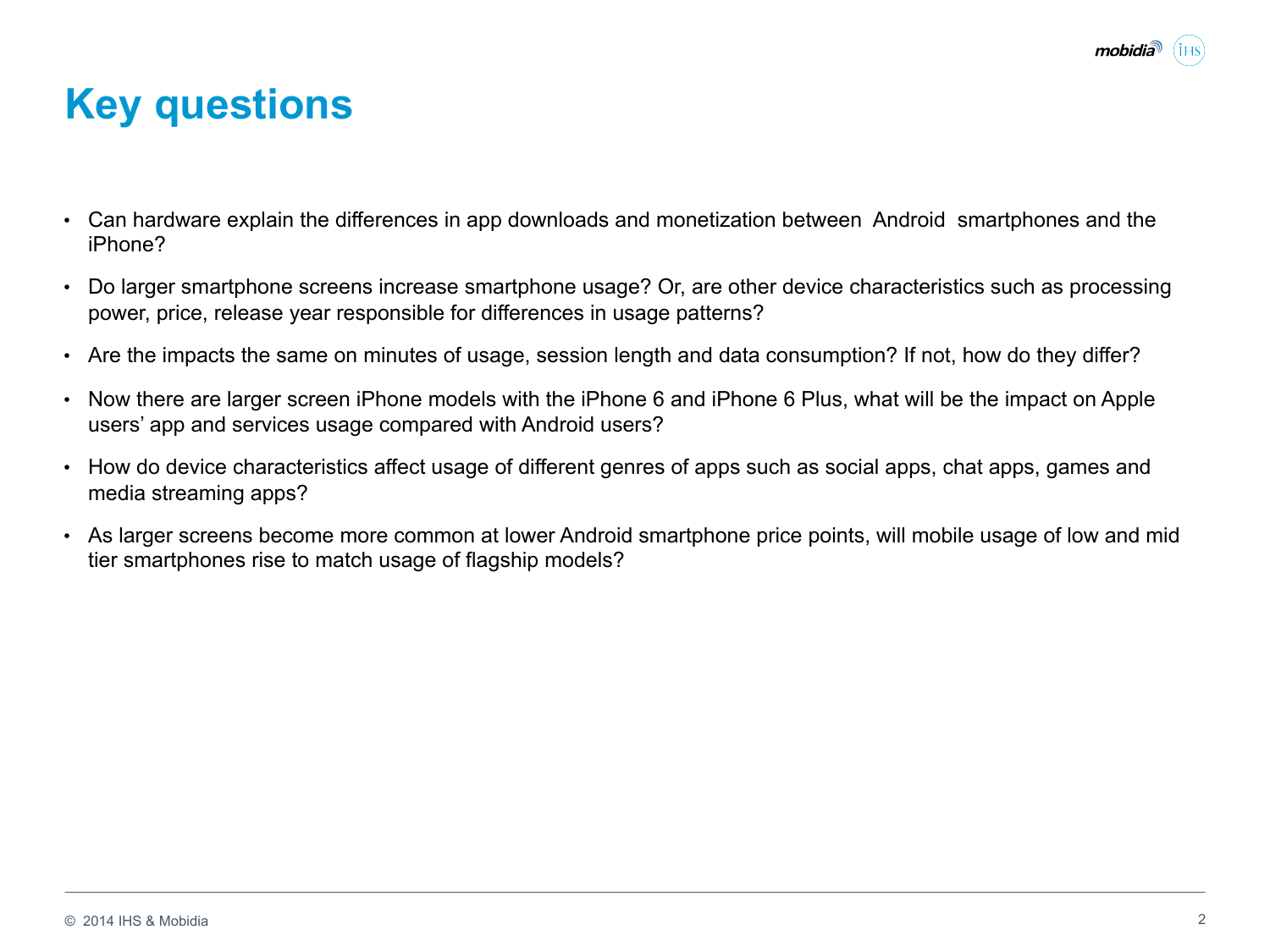# Key questions

- Can hardware explain the differences in app downloads and monetization between Android smartphones and the iPhone?
- Do larger smartphone screens increase smartphone usage? Or, are other device characteristics such as processing power, price, release year responsible for differences in usage patterns?
- Are the impacts the same on minutes of usage, session length and data consumption? If not, how do they differ?
- Now there are larger screen iPhone models with the iPhone 6 and iPhone 6 Plus, what will be the impact on Apple users' app and services usage compared with Android users?
- How do device characteristics affect usage of different genres of apps such as social apps, chat apps, games and media streaming apps?
- As larger screens become more common at lower Android smartphone price points, will mobile usage of low and mid tier smartphones rise to match usage of flagship models?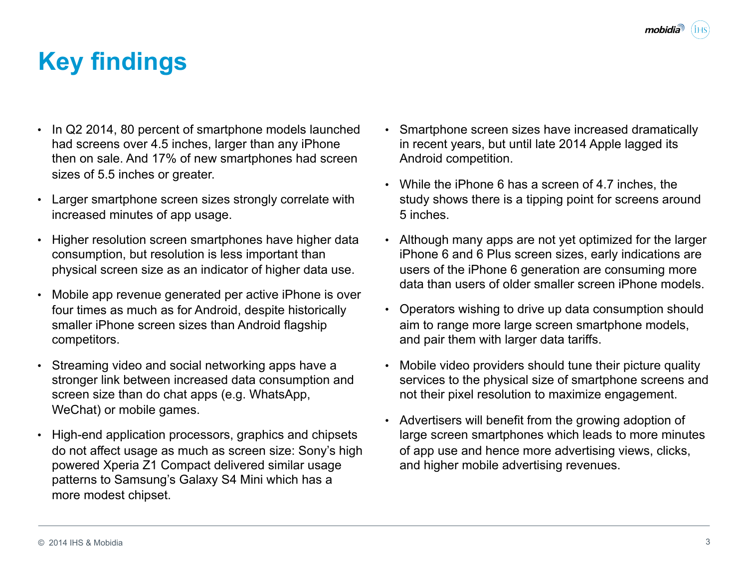# Key findings

- In Q2 2014, 80 percent of smartphone models launched had screens over 4.5 inches, larger than any iPhone then on sale. And 17% of new smartphones had screen sizes of 5.5 inches or greater.
- Larger smartphone screen sizes strongly correlate with increased minutes of app usage.
- Higher resolution screen smartphones have higher data consumption, but resolution is less important than physical screen size as an indicator of higher data use.
- Mobile app revenue generated per active iPhone is over four times as much as for Android, despite historically smaller iPhone screen sizes than Android flagship competitors.
- Streaming video and social networking apps have a stronger link between increased data consumption and screen size than do chat apps (e.g. WhatsApp, WeChat) or mobile games.
- High-end application processors, graphics and chipsets do not affect usage as much as screen size: Sony's high powered Xperia Z1 Compact delivered similar usage patterns to Samsung's Galaxy S4 Mini which has a more modest chipset.
- Smartphone screen sizes have increased dramatically in recent years, but until late 2014 Apple lagged its Android competition.
- While the iPhone 6 has a screen of 4.7 inches, the study shows there is a tipping point for screens around 5 inches.
- Although many apps are not yet optimized for the larger iPhone 6 and 6 Plus screen sizes, early indications are users of the iPhone 6 generation are consuming more data than users of older smaller screen iPhone models.
- Operators wishing to drive up data consumption should aim to range more large screen smartphone models, and pair them with larger data tariffs.
- Mobile video providers should tune their picture quality services to the physical size of smartphone screens and not their pixel resolution to maximize engagement.
- Advertisers will benefit from the growing adoption of large screen smartphones which leads to more minutes of app use and hence more advertising views, clicks, and higher mobile advertising revenues.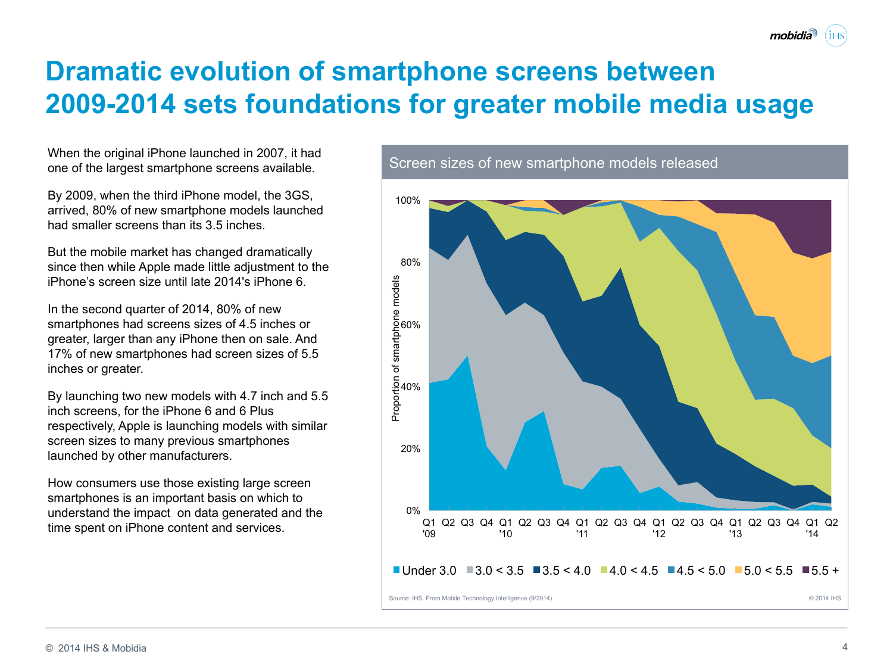# Dramatic evolution of smartphone screens between 2009-2014 sets foundations for greater mobile media usage

When the original iPhone launched in 2007, it had one of the largest smartphone screens available.

By 2009, when the third iPhone model, the 3GS, arrived, 80% of new smartphone models launched had smaller screens than its 3.5 inches.

But the mobile market has changed dramatically since then while Apple made little adjustment to the iPhone's screen size until late 2014's iPhone 6.

In the second quarter of 2014, 80% of new smartphones had screens sizes of 4.5 inches or greater, larger than any iPhone then on sale. And 17% of new smartphones had screen sizes of 5.5 inches or greater.

By launching two new models with 4.7 inch and 5.5 inch screens, for the iPhone 6 and 6 Plus respectively, Apple is launching models with similar screen sizes to many previous smartphones launched by other manufacturers.

How consumers use those existing large screen smartphones is an important basis on which to understand the impact on data generated and the time spent on iPhone content and services.

**Screen sizes of new smartphone models released**

Proportion of smartphone models (0%–100%), Q1 '09 to Q2 '14

Legend: Under 3.0 | 3.0 < 3.5 | 3.5 < 4.0 | 4.0 < 4.5 | 4.5 < 5.0 | 5.0 < 5.5 | 5.5 +

Source: IHS. From Mobile Technology Intelligence (9/2014)

© 2014 IHS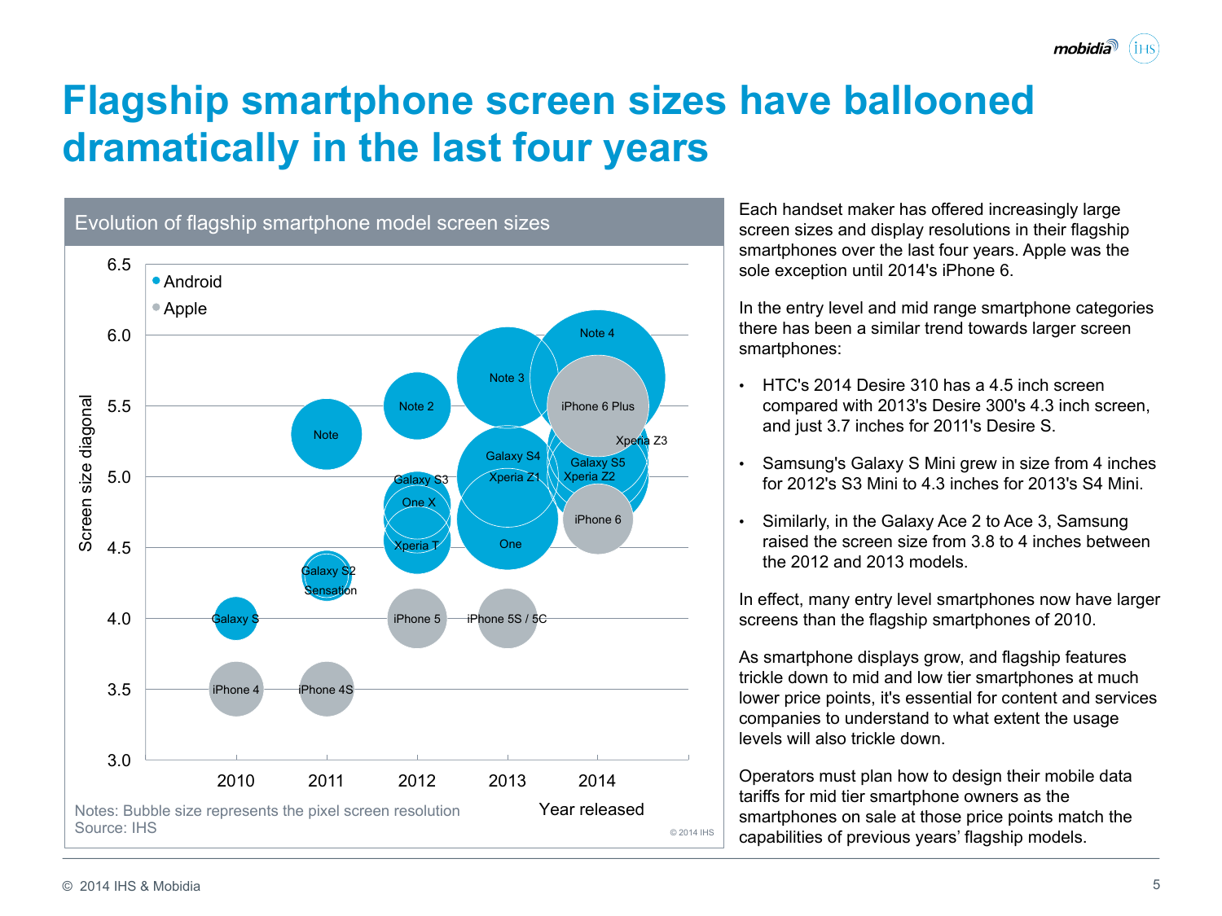# Flagship smartphone screen sizes have ballooned dramatically in the last four years

**Evolution of flagship smartphone model screen sizes**

| Year released | Android | Apple |
|---|---|---|
| 2010 | Galaxy S (4.0) | iPhone 4 (3.5) |
| 2011 | Note (5.3), Galaxy S2 (4.3), Sensation (4.3) | iPhone 4S (3.5) |
| 2012 | Note 2 (5.5), Galaxy S3 (4.8), One X (4.7), Xperia T (4.55) | iPhone 5 (4.0) |
| 2013 | Note 3 (5.7), Galaxy S4 (5.0), Xperia Z1 (5.0), One (4.7) | iPhone 5S / 5C (4.0) |
| 2014 | Note 4 (5.7), Xperia Z3 (5.2), Galaxy S5 (5.1), Xperia Z2 (5.2) | iPhone 6 Plus (5.5), iPhone 6 (4.7) |

Screen size diagonal: 3.0–6.5

Notes: Bubble size represents the pixel screen resolution
Source: IHS

© 2014 IHS

Each handset maker has offered increasingly large screen sizes and display resolutions in their flagship smartphones over the last four years. Apple was the sole exception until 2014's iPhone 6.

In the entry level and mid range smartphone categories there has been a similar trend towards larger screen smartphones:

- HTC's 2014 Desire 310 has a 4.5 inch screen compared with 2013's Desire 300's 4.3 inch screen, and just 3.7 inches for 2011's Desire S.
- Samsung's Galaxy S Mini grew in size from 4 inches for 2012's S3 Mini to 4.3 inches for 2013's S4 Mini.
- Similarly, in the Galaxy Ace 2 to Ace 3, Samsung raised the screen size from 3.8 to 4 inches between the 2012 and 2013 models.

In effect, many entry level smartphones now have larger screens than the flagship smartphones of 2010.

As smartphone displays grow, and flagship features trickle down to mid and low tier smartphones at much lower price points, it's essential for content and services companies to understand to what extent the usage levels will also trickle down.

Operators must plan how to design their mobile data tariffs for mid tier smartphone owners as the smartphones on sale at those price points match the capabilities of previous years' flagship models.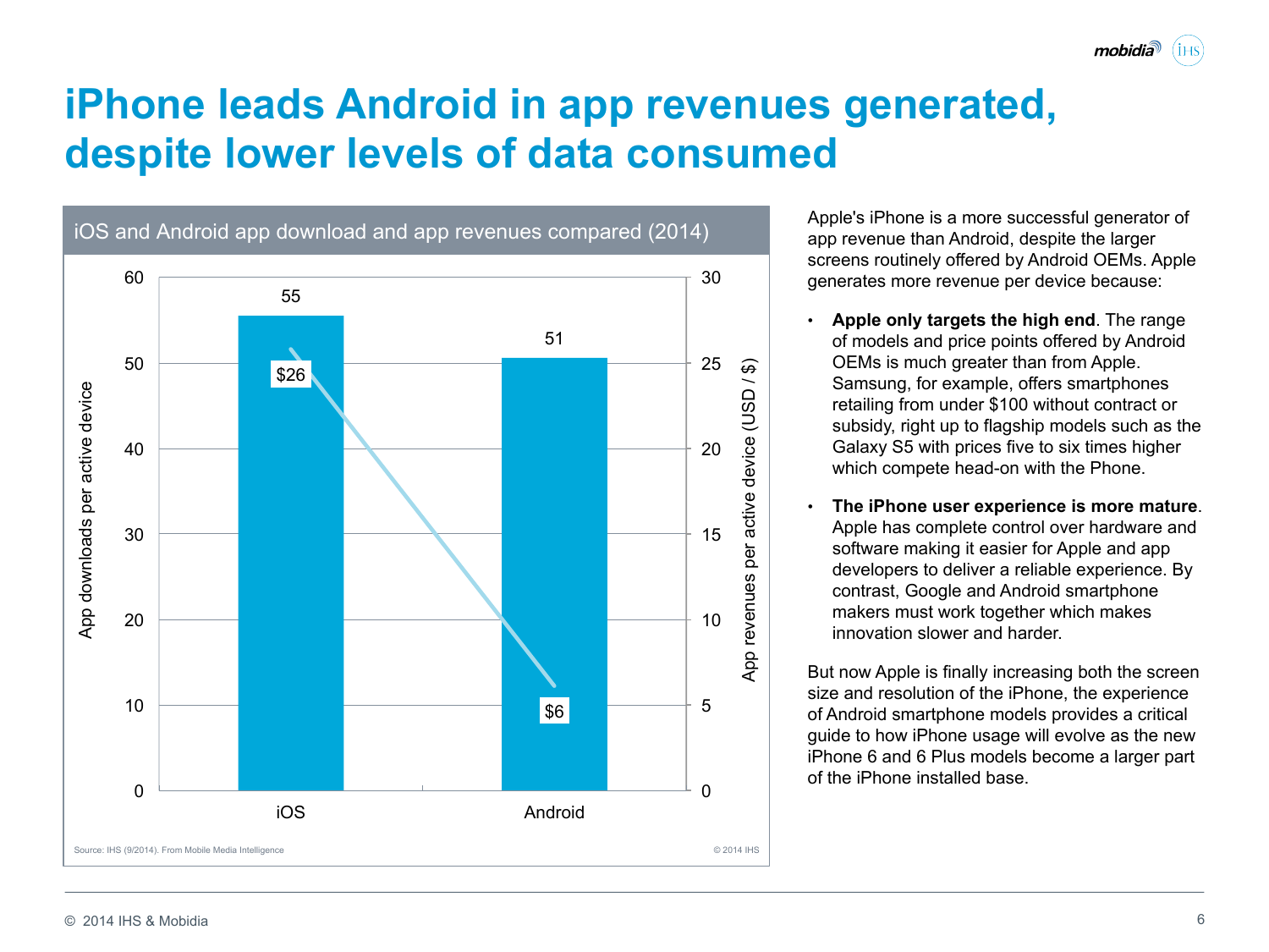# iPhone leads Android in app revenues generated, despite lower levels of data consumed

**iOS and Android app download and app revenues compared (2014)**

| | App downloads per active device | App revenues per active device (USD / $) |
|---|---|---|
| iOS | 55 | $26 |
| Android | 51 | $6 |

Source: IHS (9/2014). From Mobile Media Intelligence

© 2014 IHS

Apple's iPhone is a more successful generator of app revenue than Android, despite the larger screens routinely offered by Android OEMs. Apple generates more revenue per device because:

- **Apple only targets the high end**. The range of models and price points offered by Android OEMs is much greater than from Apple. Samsung, for example, offers smartphones retailing from under $100 without contract or subsidy, right up to flagship models such as the Galaxy S5 with prices five to six times higher which compete head-on with the Phone.
- **The iPhone user experience is more mature**. Apple has complete control over hardware and software making it easier for Apple and app developers to deliver a reliable experience. By contrast, Google and Android smartphone makers must work together which makes innovation slower and harder.

But now Apple is finally increasing both the screen size and resolution of the iPhone, the experience of Android smartphone models provides a critical guide to how iPhone usage will evolve as the new iPhone 6 and 6 Plus models become a larger part of the iPhone installed base.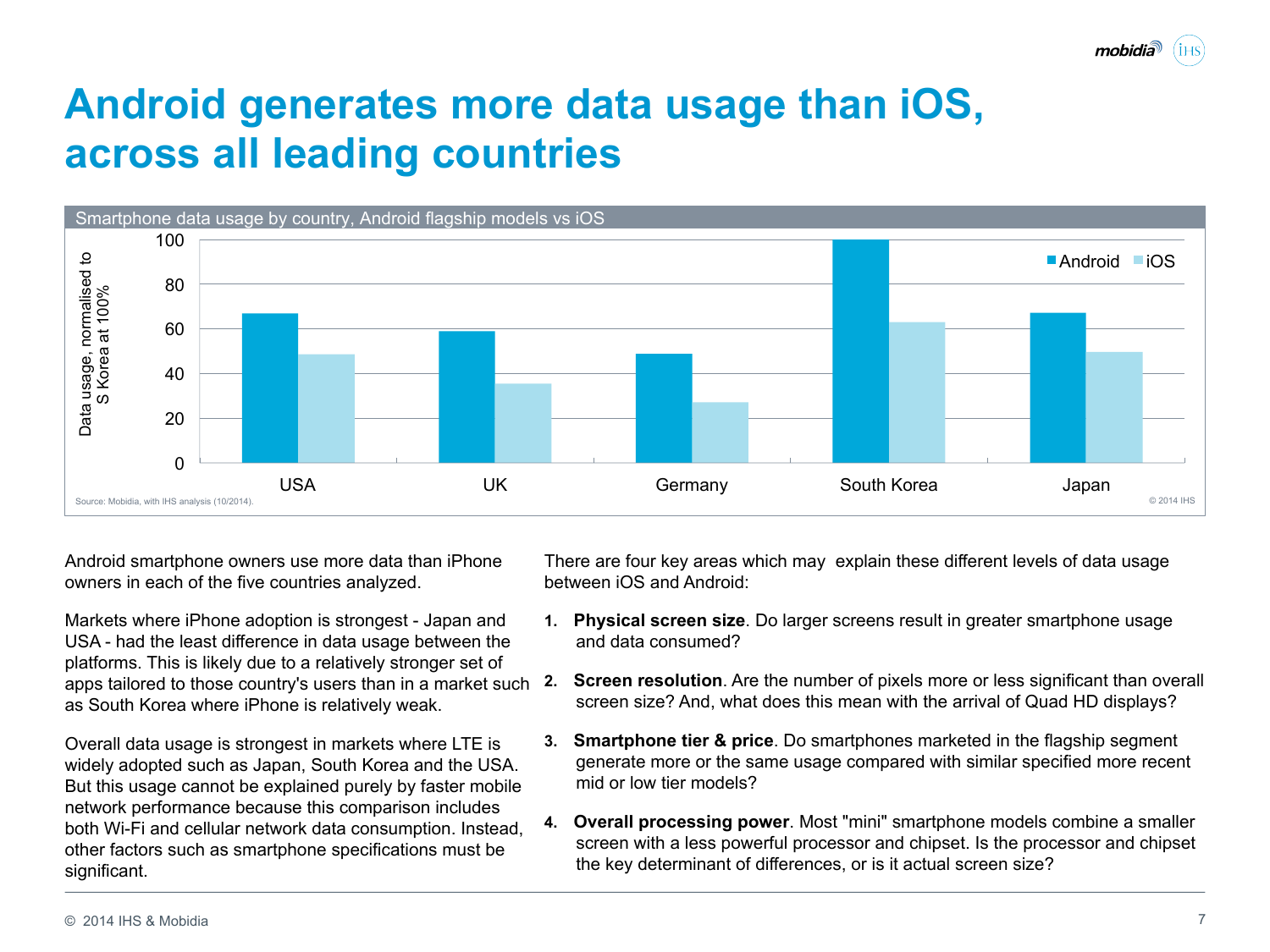# Android generates more data usage than iOS, across all leading countries

Smartphone data usage by country, Android flagship models vs iOS

Data usage, normalised to S Korea at 100%

| Country | Android | iOS |
|---|---|---|
| USA | 67 | 49 |
| UK | 59 | 36 |
| Germany | 49 | 27 |
| South Korea | 100 | 63 |
| Japan | 67 | 50 |

Source: Mobidia, with IHS analysis (10/2014). © 2014 IHS

Android smartphone owners use more data than iPhone owners in each of the five countries analyzed.

Markets where iPhone adoption is strongest - Japan and USA - had the least difference in data usage between the platforms. This is likely due to a relatively stronger set of apps tailored to those country's users than in a market such as South Korea where iPhone is relatively weak.

Overall data usage is strongest in markets where LTE is widely adopted such as Japan, South Korea and the USA. But this usage cannot be explained purely by faster mobile network performance because this comparison includes both Wi-Fi and cellular network data consumption. Instead, other factors such as smartphone specifications must be significant.

There are four key areas which may explain these different levels of data usage between iOS and Android:

1. **Physical screen size**. Do larger screens result in greater smartphone usage and data consumed?
2. **Screen resolution**. Are the number of pixels more or less significant than overall screen size? And, what does this mean with the arrival of Quad HD displays?
3. **Smartphone tier & price**. Do smartphones marketed in the flagship segment generate more or the same usage compared with similar specified more recent mid or low tier models?
4. **Overall processing power**. Most "mini" smartphone models combine a smaller screen with a less powerful processor and chipset. Is the processor and chipset the key determinant of differences, or is it actual screen size?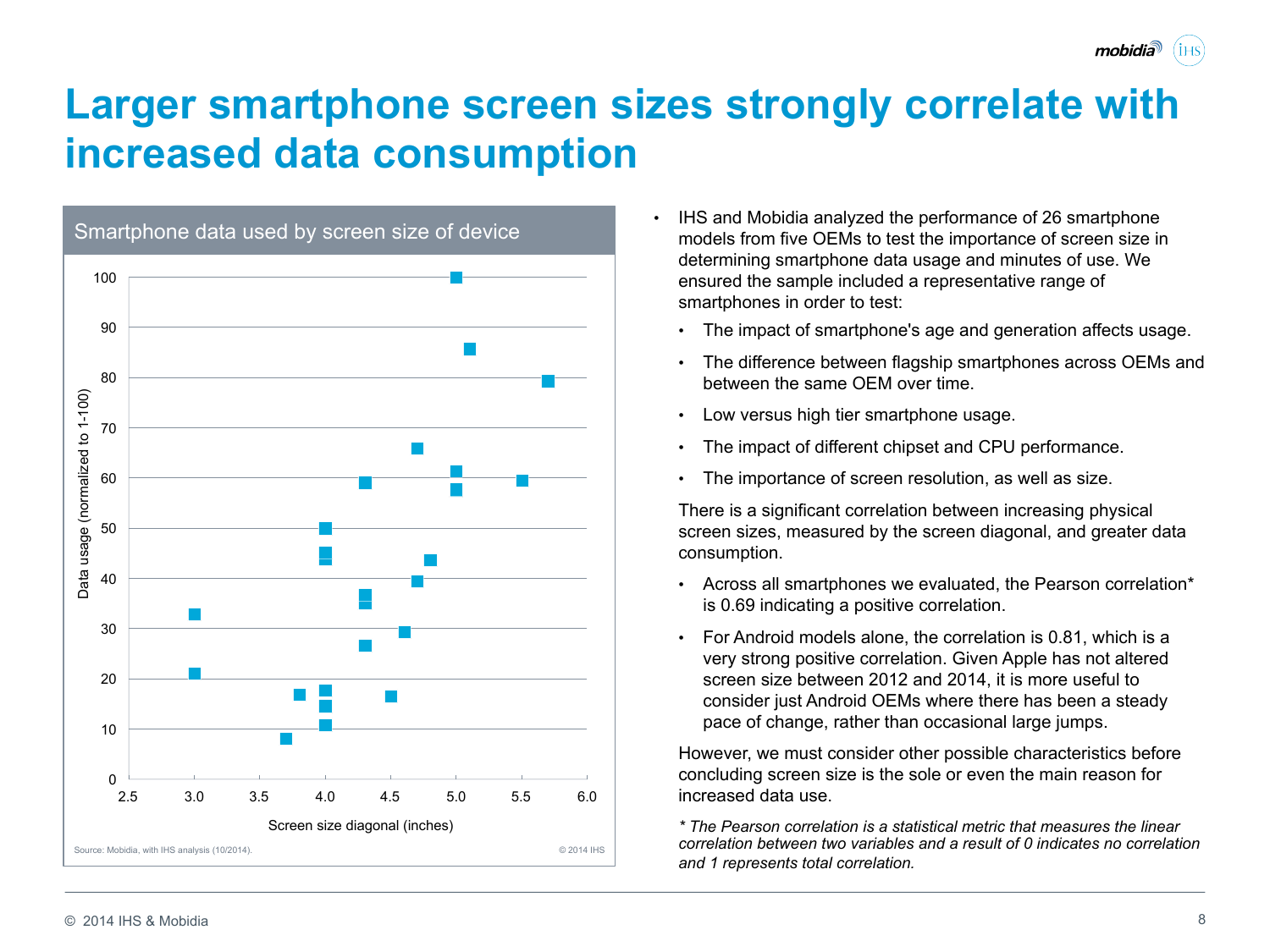# Larger smartphone screen sizes strongly correlate with increased data consumption

**Smartphone data used by screen size of device**

Data usage (normalized to 1-100)

Screen size diagonal (inches)

Source: Mobidia, with IHS analysis (10/2014). © 2014 IHS

- IHS and Mobidia analyzed the performance of 26 smartphone models from five OEMs to test the importance of screen size in determining smartphone data usage and minutes of use. We ensured the sample included a representative range of smartphones in order to test:
  - The impact of smartphone's age and generation affects usage.
  - The difference between flagship smartphones across OEMs and between the same OEM over time.
  - Low versus high tier smartphone usage.
  - The impact of different chipset and CPU performance.
  - The importance of screen resolution, as well as size.

  There is a significant correlation between increasing physical screen sizes, measured by the screen diagonal, and greater data consumption.

  - Across all smartphones we evaluated, the Pearson correlation* is 0.69 indicating a positive correlation.
  - For Android models alone, the correlation is 0.81, which is a very strong positive correlation. Given Apple has not altered screen size between 2012 and 2014, it is more useful to consider just Android OEMs where there has been a steady pace of change, rather than occasional large jumps.

  However, we must consider other possible characteristics before concluding screen size is the sole or even the main reason for increased data use.

*\* The Pearson correlation is a statistical metric that measures the linear correlation between two variables and a result of 0 indicates no correlation and 1 represents total correlation.*

© 2014 IHS & Mobidia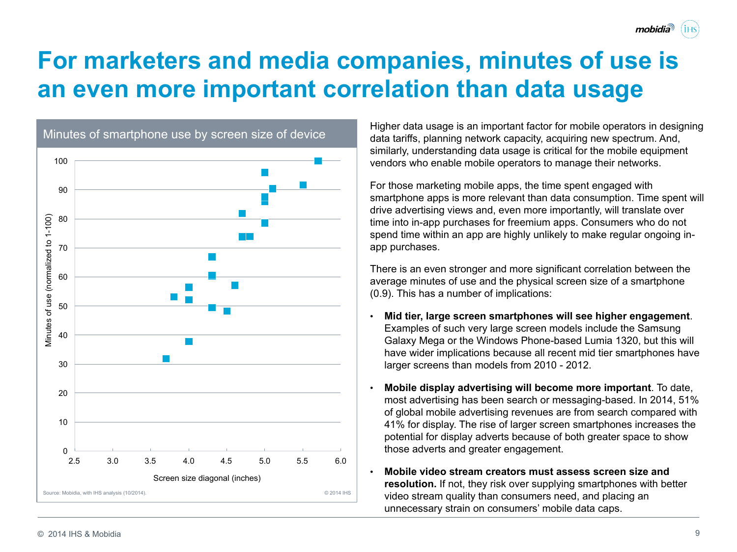# For marketers and media companies, minutes of use is an even more important correlation than data usage

Minutes of smartphone use by screen size of device

Source: Mobidia, with IHS analysis (10/2014). © 2014 IHS

Higher data usage is an important factor for mobile operators in designing data tariffs, planning network capacity, acquiring new spectrum. And, similarly, understanding data usage is critical for the mobile equipment vendors who enable mobile operators to manage their networks.

For those marketing mobile apps, the time spent engaged with smartphone apps is more relevant than data consumption. Time spent will drive advertising views and, even more importantly, will translate over time into in-app purchases for freemium apps. Consumers who do not spend time within an app are highly unlikely to make regular ongoing in-app purchases.

There is an even stronger and more significant correlation between the average minutes of use and the physical screen size of a smartphone (0.9). This has a number of implications:

- **Mid tier, large screen smartphones will see higher engagement**. Examples of such very large screen models include the Samsung Galaxy Mega or the Windows Phone-based Lumia 1320, but this will have wider implications because all recent mid tier smartphones have larger screens than models from 2010 - 2012.
- **Mobile display advertising will become more important**. To date, most advertising has been search or messaging-based. In 2014, 51% of global mobile advertising revenues are from search compared with 41% for display. The rise of larger screen smartphones increases the potential for display adverts because of both greater space to show those adverts and greater engagement.
- **Mobile video stream creators must assess screen size and resolution.** If not, they risk over supplying smartphones with better video stream quality than consumers need, and placing an unnecessary strain on consumers' mobile data caps.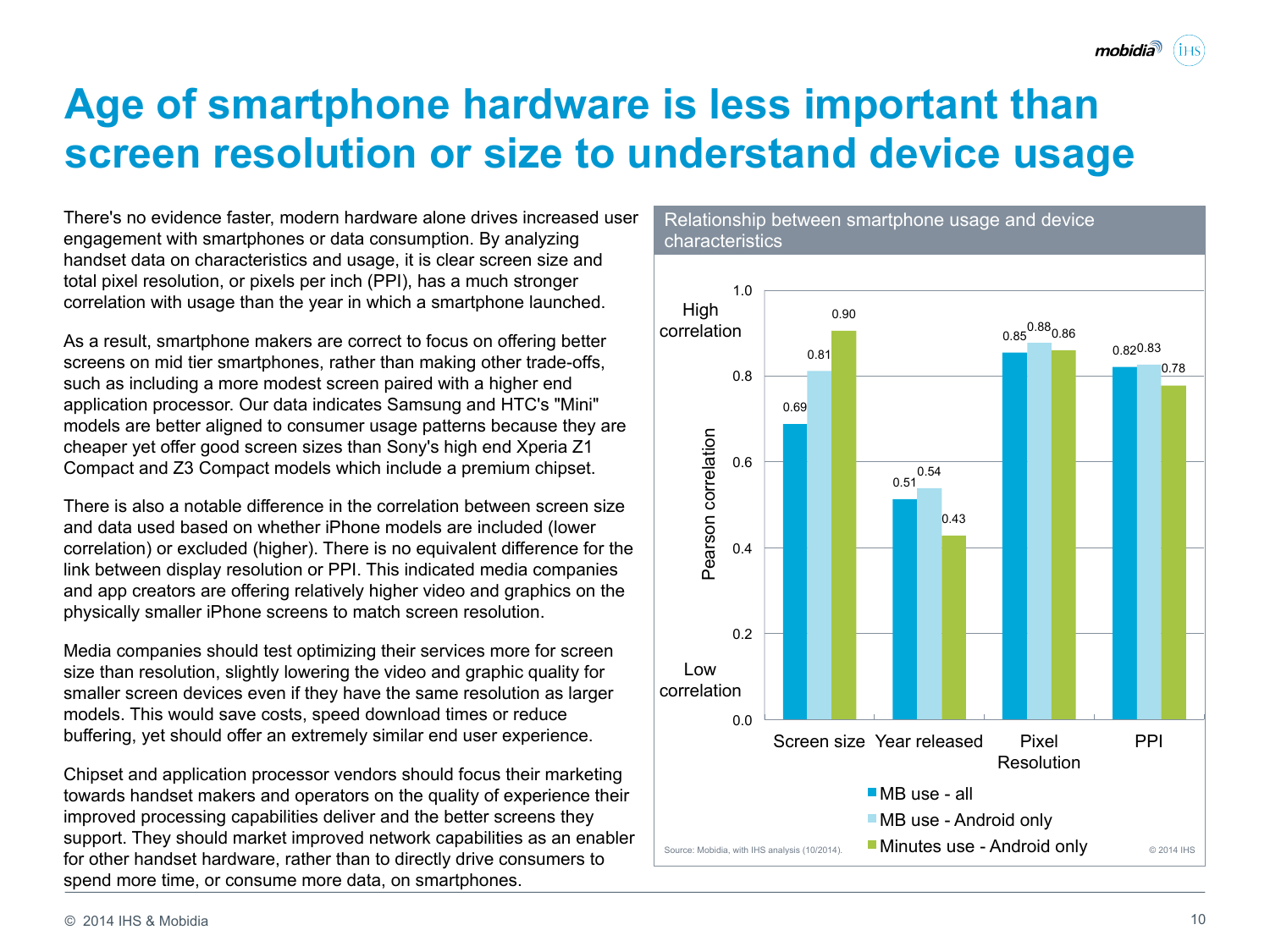# Age of smartphone hardware is less important than screen resolution or size to understand device usage

There's no evidence faster, modern hardware alone drives increased user engagement with smartphones or data consumption. By analyzing handset data on characteristics and usage, it is clear screen size and total pixel resolution, or pixels per inch (PPI), has a much stronger correlation with usage than the year in which a smartphone launched.

As a result, smartphone makers are correct to focus on offering better screens on mid tier smartphones, rather than making other trade-offs, such as including a more modest screen paired with a higher end application processor. Our data indicates Samsung and HTC's "Mini" models are better aligned to consumer usage patterns because they are cheaper yet offer good screen sizes than Sony's high end Xperia Z1 Compact and Z3 Compact models which include a premium chipset.

There is also a notable difference in the correlation between screen size and data used based on whether iPhone models are included (lower correlation) or excluded (higher). There is no equivalent difference for the link between display resolution or PPI. This indicated media companies and app creators are offering relatively higher video and graphics on the physically smaller iPhone screens to match screen resolution.

Media companies should test optimizing their services more for screen size than resolution, slightly lowering the video and graphic quality for smaller screen devices even if they have the same resolution as larger models. This would save costs, speed download times or reduce buffering, yet should offer an extremely similar end user experience.

Chipset and application processor vendors should focus their marketing towards handset makers and operators on the quality of experience their improved processing capabilities deliver and the better screens they support. They should market improved network capabilities as an enabler for other handset hardware, rather than to directly drive consumers to spend more time, or consume more data, on smartphones.

**Relationship between smartphone usage and device characteristics**

Pearson correlation (0.0 = Low correlation, 1.0 = High correlation)

| | MB use - all | MB use - Android only | Minutes use - Android only |
|---|---|---|---|
| Screen size | 0.69 | 0.81 | 0.90 |
| Year released | 0.51 | 0.54 | 0.43 |
| Pixel Resolution | 0.85 | 0.88 | 0.86 |
| PPI | 0.82 | 0.83 | 0.78 |

Source: Mobidia, with IHS analysis (10/2014). © 2014 IHS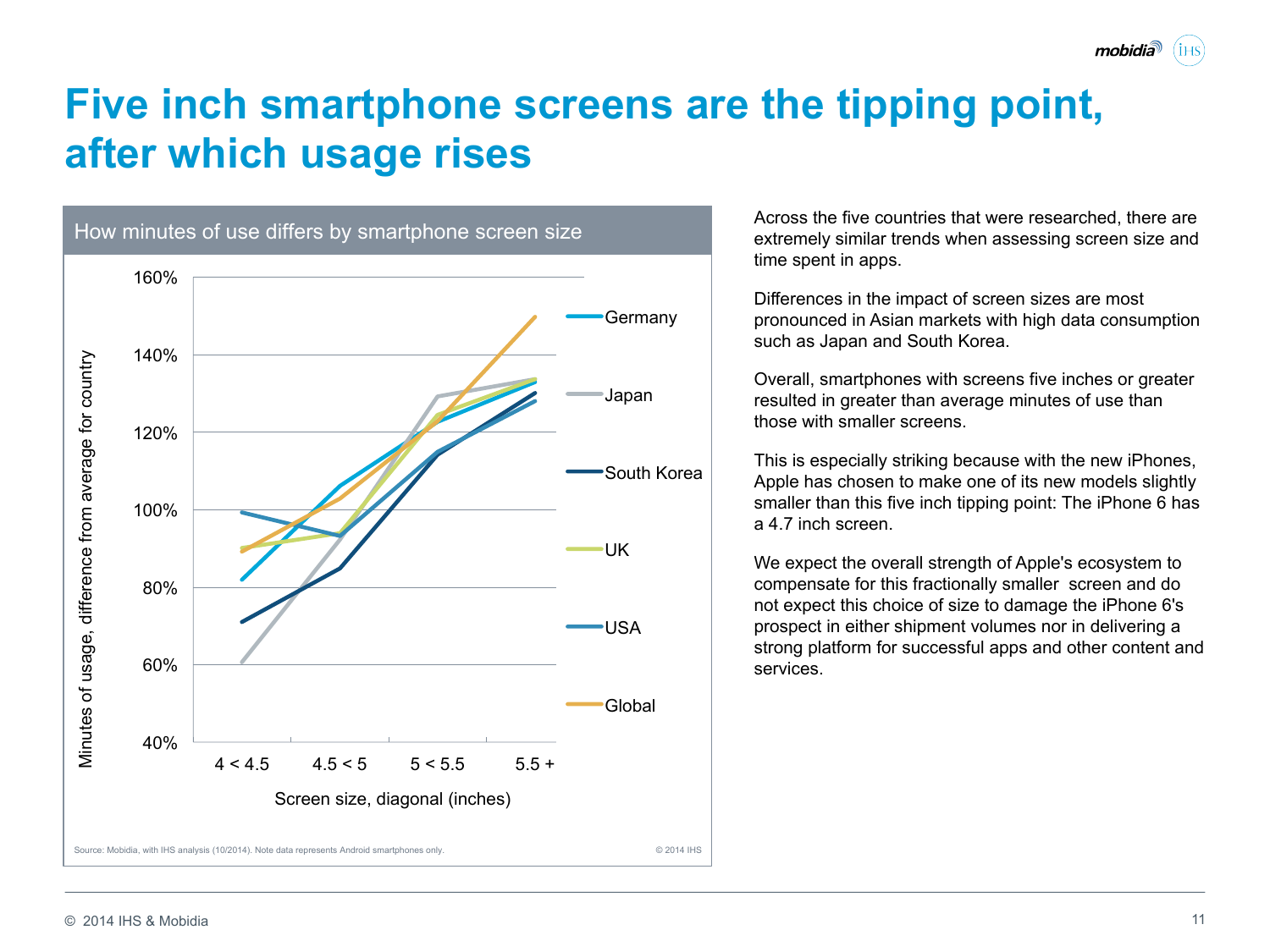# Five inch smartphone screens are the tipping point, after which usage rises

How minutes of use differs by smartphone screen size

Source: Mobidia, with IHS analysis (10/2014). Note data represents Android smartphones only.

© 2014 IHS

Across the five countries that were researched, there are extremely similar trends when assessing screen size and time spent in apps.

Differences in the impact of screen sizes are most pronounced in Asian markets with high data consumption such as Japan and South Korea.

Overall, smartphones with screens five inches or greater resulted in greater than average minutes of use than those with smaller screens.

This is especially striking because with the new iPhones, Apple has chosen to make one of its new models slightly smaller than this five inch tipping point: The iPhone 6 has a 4.7 inch screen.

We expect the overall strength of Apple's ecosystem to compensate for this fractionally smaller screen and do not expect this choice of size to damage the iPhone 6's prospect in either shipment volumes nor in delivering a strong platform for successful apps and other content and services.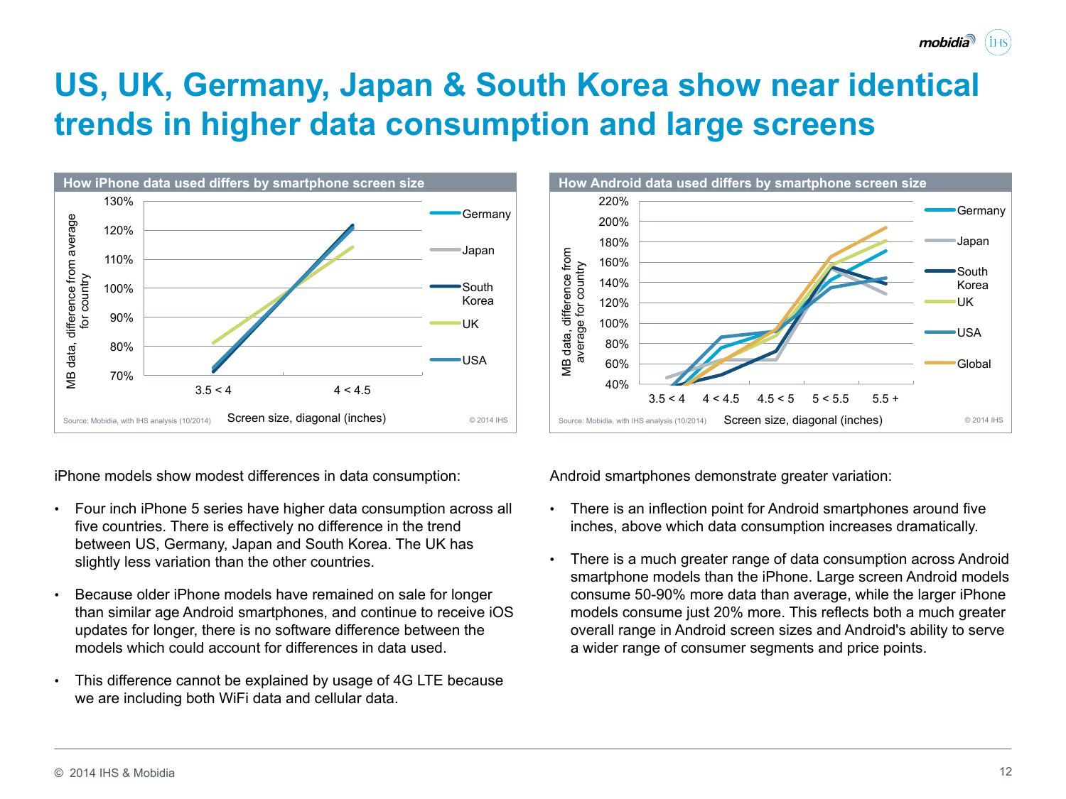# US, UK, Germany, Japan & South Korea show near identical trends in higher data consumption and large screens

**How iPhone data used differs by smartphone screen size**

Y-axis: MB data, difference from average for country (70%–130%)
X-axis: Screen size, diagonal (inches): 3.5 < 4, 4 < 4.5
Series: Germany, Japan, South Korea, UK, USA

Source: Mobidia, with IHS analysis (10/2014) © 2014 IHS

**How Android data used differs by smartphone screen size**

Y-axis: MB data, difference from average for country (40%–220%)
X-axis: Screen size, diagonal (inches): 3.5 < 4, 4 < 4.5, 4.5 < 5, 5 < 5.5, 5.5 +
Series: Germany, Japan, South Korea, UK, USA, Global

Source: Mobidia, with IHS analysis (10/2014) © 2014 IHS

iPhone models show modest differences in data consumption:

- Four inch iPhone 5 series have higher data consumption across all five countries. There is effectively no difference in the trend between US, Germany, Japan and South Korea. The UK has slightly less variation than the other countries.
- Because older iPhone models have remained on sale for longer than similar age Android smartphones, and continue to receive iOS updates for longer, there is no software difference between the models which could account for differences in data used.
- This difference cannot be explained by usage of 4G LTE because we are including both WiFi data and cellular data.

Android smartphones demonstrate greater variation:

- There is an inflection point for Android smartphones around five inches, above which data consumption increases dramatically.
- There is a much greater range of data consumption across Android smartphone models than the iPhone. Large screen Android models consume 50-90% more data than average, while the larger iPhone models consume just 20% more. This reflects both a much greater overall range in Android screen sizes and Android's ability to serve a wider range of consumer segments and price points.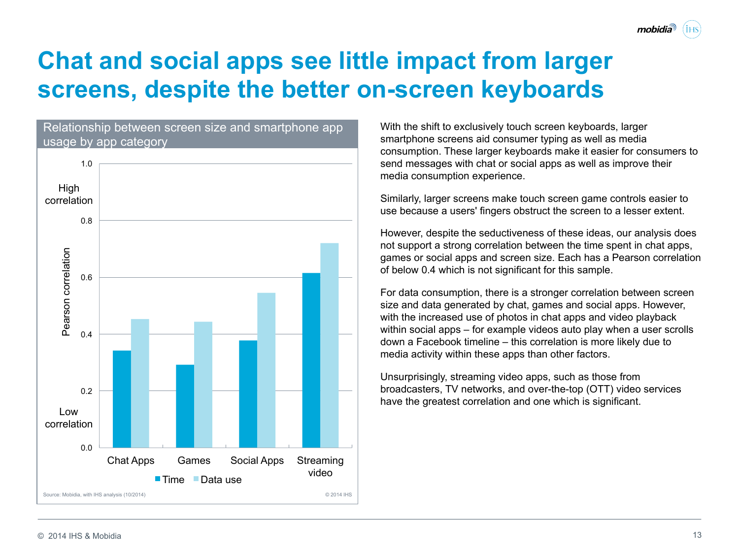# Chat and social apps see little impact from larger screens, despite the better on-screen keyboards

**Relationship between screen size and smartphone app usage by app category**

Source: Mobidia, with IHS analysis (10/2014)

© 2014 IHS

With the shift to exclusively touch screen keyboards, larger smartphone screens aid consumer typing as well as media consumption. These larger keyboards make it easier for consumers to send messages with chat or social apps as well as improve their media consumption experience.

Similarly, larger screens make touch screen game controls easier to use because a users' fingers obstruct the screen to a lesser extent.

However, despite the seductiveness of these ideas, our analysis does not support a strong correlation between the time spent in chat apps, games or social apps and screen size. Each has a Pearson correlation of below 0.4 which is not significant for this sample.

For data consumption, there is a stronger correlation between screen size and data generated by chat, games and social apps. However, with the increased use of photos in chat apps and video playback within social apps – for example videos auto play when a user scrolls down a Facebook timeline – this correlation is more likely due to media activity within these apps than other factors.

Unsurprisingly, streaming video apps, such as those from broadcasters, TV networks, and over-the-top (OTT) video services have the greatest correlation and one which is significant.

© 2014 IHS & Mobidia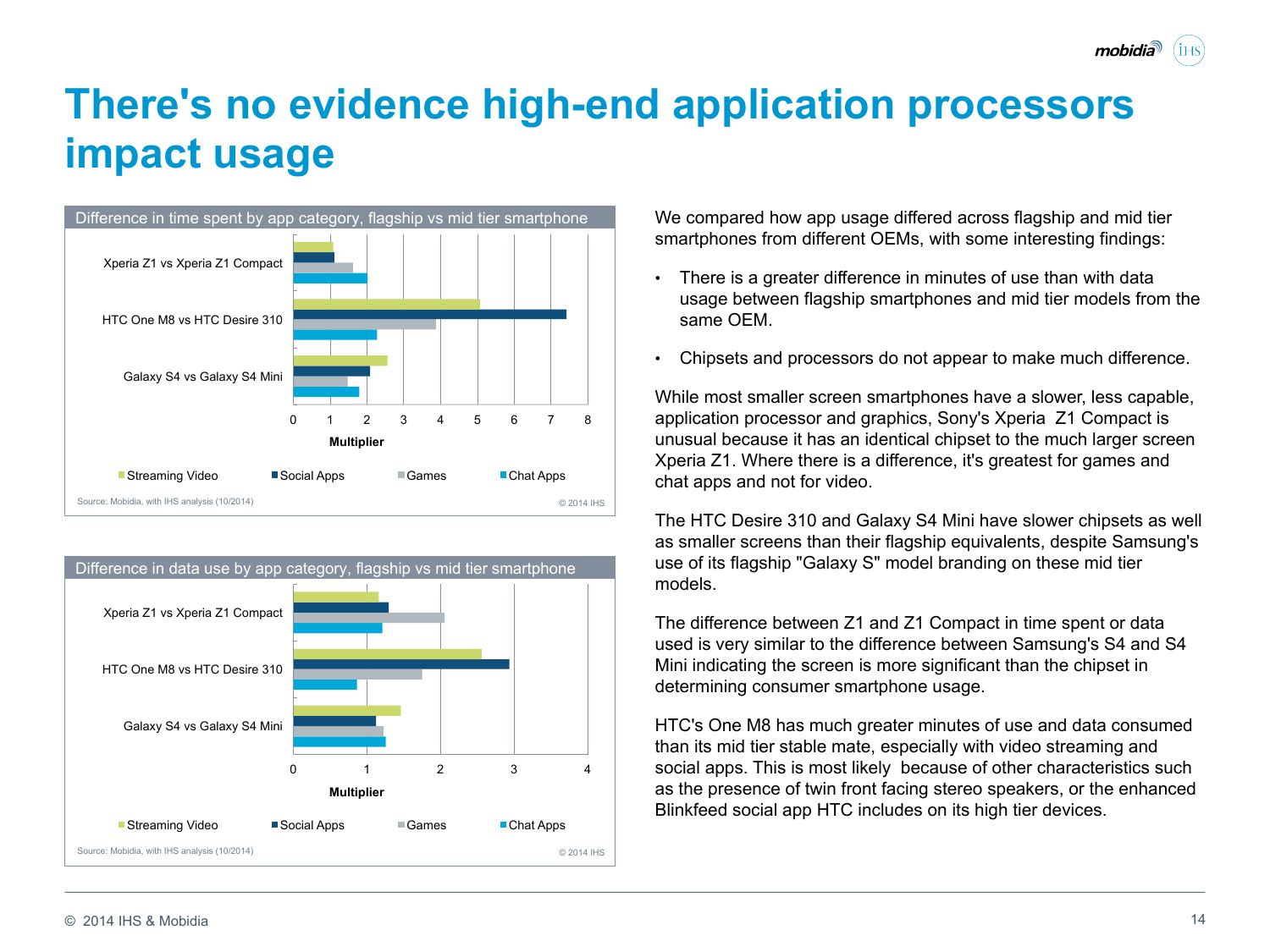# There's no evidence high-end application processors impact usage

**Difference in time spent by app category, flagship vs mid tier smartphone**

Xperia Z1 vs Xperia Z1 Compact

HTC One M8 vs HTC Desire 310

Galaxy S4 vs Galaxy S4 Mini

0 1 2 3 4 5 6 7 8

Multiplier

Streaming Video | Social Apps | Games | Chat Apps

Source: Mobidia, with IHS analysis (10/2014) © 2014 IHS

**Difference in data use by app category, flagship vs mid tier smartphone**

Xperia Z1 vs Xperia Z1 Compact

HTC One M8 vs HTC Desire 310

Galaxy S4 vs Galaxy S4 Mini

0 1 2 3 4

Multiplier

Streaming Video | Social Apps | Games | Chat Apps

Source: Mobidia, with IHS analysis (10/2014) © 2014 IHS

We compared how app usage differed across flagship and mid tier smartphones from different OEMs, with some interesting findings:

- There is a greater difference in minutes of use than with data usage between flagship smartphones and mid tier models from the same OEM.
- Chipsets and processors do not appear to make much difference.

While most smaller screen smartphones have a slower, less capable, application processor and graphics, Sony's Xperia Z1 Compact is unusual because it has an identical chipset to the much larger screen Xperia Z1. Where there is a difference, it's greatest for games and chat apps and not for video.

The HTC Desire 310 and Galaxy S4 Mini have slower chipsets as well as smaller screens than their flagship equivalents, despite Samsung's use of its flagship "Galaxy S" model branding on these mid tier models.

The difference between Z1 and Z1 Compact in time spent or data used is very similar to the difference between Samsung's S4 and S4 Mini indicating the screen is more significant than the chipset in determining consumer smartphone usage.

HTC's One M8 has much greater minutes of use and data consumed than its mid tier stable mate, especially with video streaming and social apps. This is most likely because of other characteristics such as the presence of twin front facing stereo speakers, or the enhanced Blinkfeed social app HTC includes on its high tier devices.

© 2014 IHS & Mobidia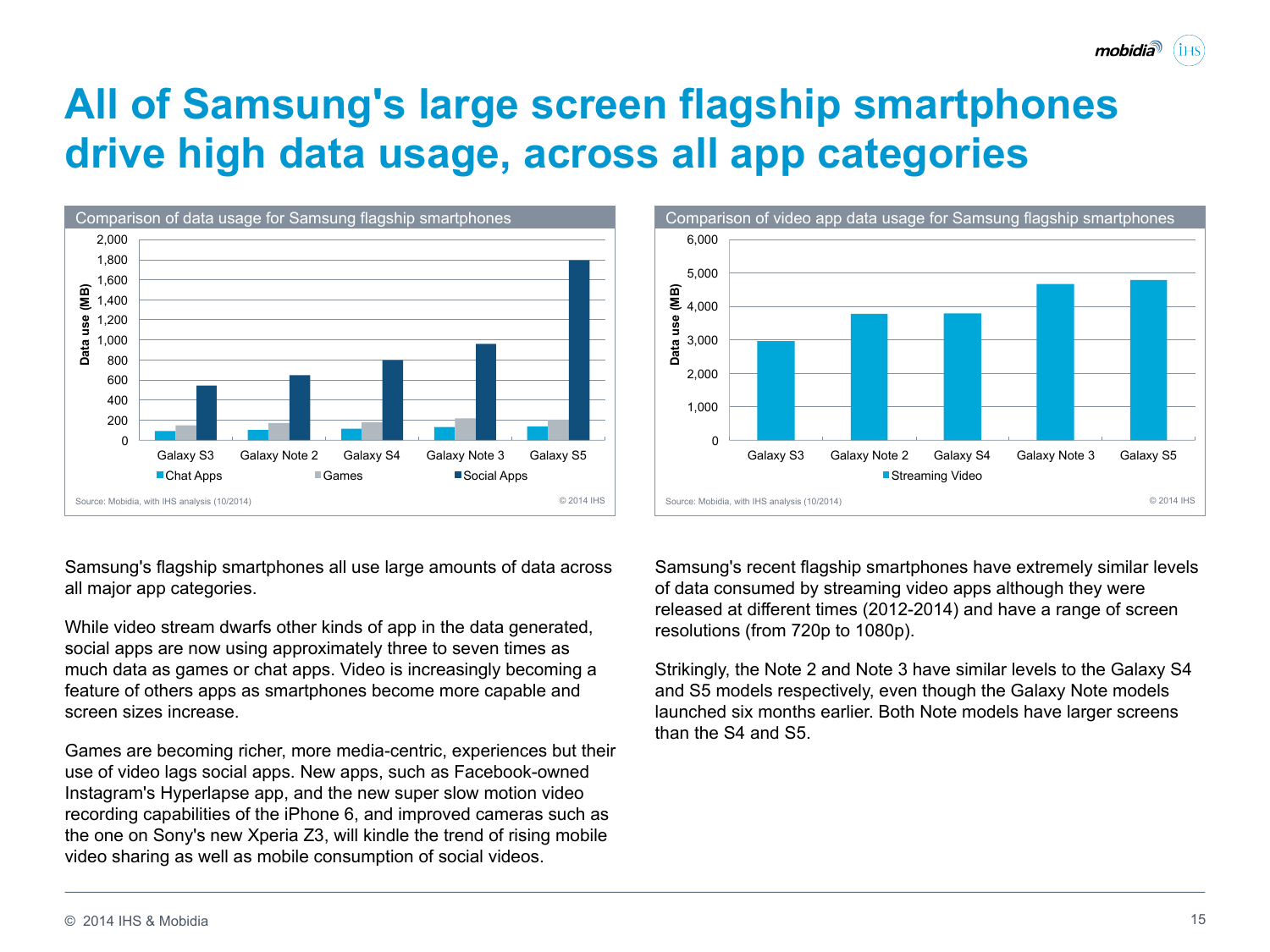# All of Samsung's large screen flagship smartphones drive high data usage, across all app categories

**Comparison of data usage for Samsung flagship smartphones**

Data use (MB)

| | Chat Apps | Games | Social Apps |
|---|---|---|---|
| Galaxy S3 | ~90 | ~150 | ~540 |
| Galaxy Note 2 | ~100 | ~170 | ~650 |
| Galaxy S4 | ~115 | ~180 | ~800 |
| Galaxy Note 3 | ~130 | ~220 | ~960 |
| Galaxy S5 | ~135 | ~200 | ~1,800 |

Source: Mobidia, with IHS analysis (10/2014) © 2014 IHS

**Comparison of video app data usage for Samsung flagship smartphones**

Data use (MB)

| | Streaming Video |
|---|---|
| Galaxy S3 | ~2,950 |
| Galaxy Note 2 | ~3,780 |
| Galaxy S4 | ~3,800 |
| Galaxy Note 3 | ~4,650 |
| Galaxy S5 | ~4,780 |

Source: Mobidia, with IHS analysis (10/2014) © 2014 IHS

Samsung's flagship smartphones all use large amounts of data across all major app categories.

While video stream dwarfs other kinds of app in the data generated, social apps are now using approximately three to seven times as much data as games or chat apps. Video is increasingly becoming a feature of others apps as smartphones become more capable and screen sizes increase.

Games are becoming richer, more media-centric, experiences but their use of video lags social apps. New apps, such as Facebook-owned Instagram's Hyperlapse app, and the new super slow motion video recording capabilities of the iPhone 6, and improved cameras such as the one on Sony's new Xperia Z3, will kindle the trend of rising mobile video sharing as well as mobile consumption of social videos.

Samsung's recent flagship smartphones have extremely similar levels of data consumed by streaming video apps although they were released at different times (2012-2014) and have a range of screen resolutions (from 720p to 1080p).

Strikingly, the Note 2 and Note 3 have similar levels to the Galaxy S4 and S5 models respectively, even though the Galaxy Note models launched six months earlier. Both Note models have larger screens than the S4 and S5.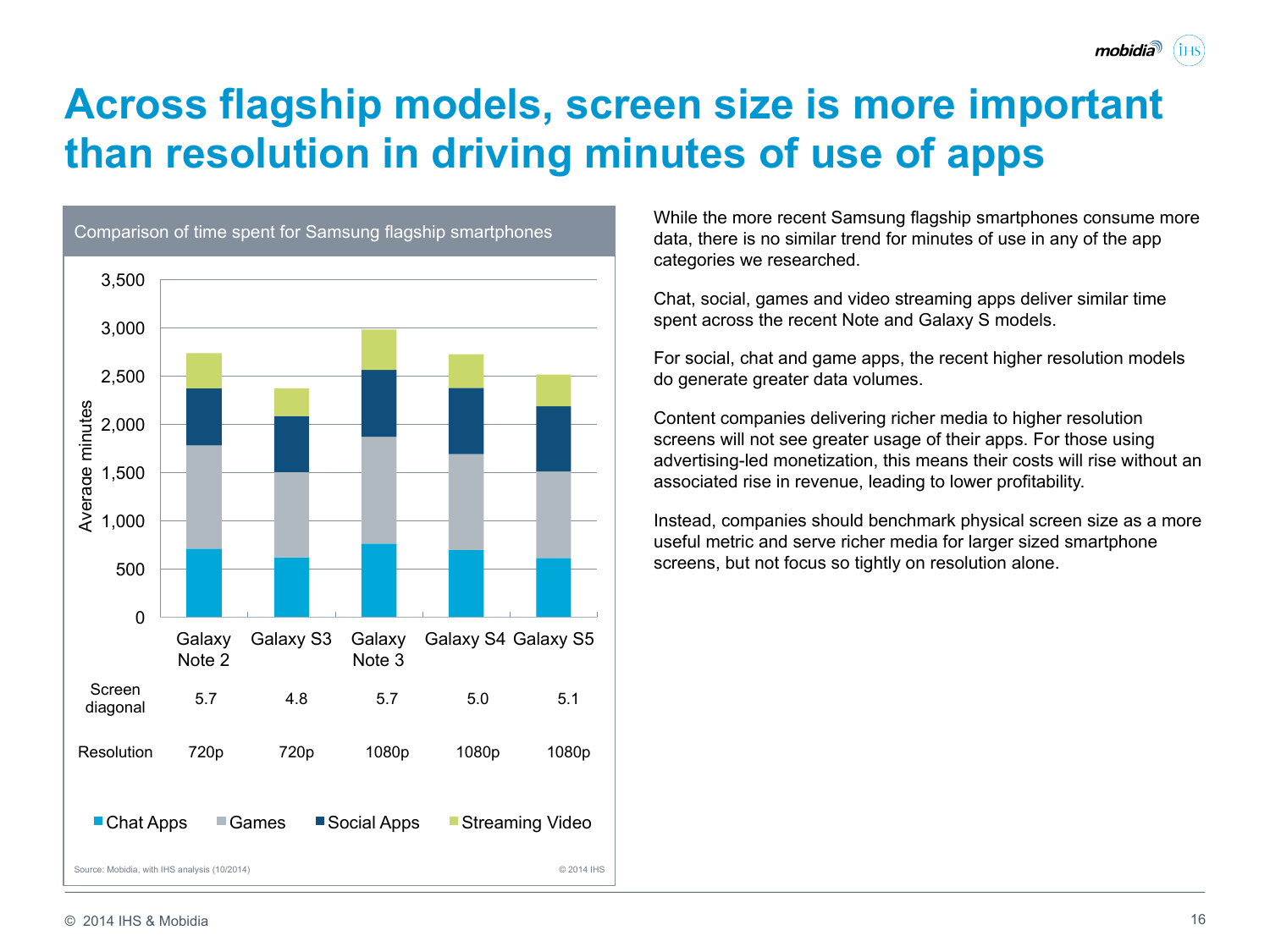# Across flagship models, screen size is more important than resolution in driving minutes of use of apps

**Comparison of time spent for Samsung flagship smartphones**

| | Galaxy Note 2 | Galaxy S3 | Galaxy Note 3 | Galaxy S4 | Galaxy S5 |
|---|---|---|---|---|---|
| Screen diagonal | 5.7 | 4.8 | 5.7 | 5.0 | 5.1 |
| Resolution | 720p | 720p | 1080p | 1080p | 1080p |

Chart: Average minutes (0–3,500) by Chat Apps, Games, Social Apps, Streaming Video

Source: Mobidia, with IHS analysis (10/2014)

© 2014 IHS

While the more recent Samsung flagship smartphones consume more data, there is no similar trend for minutes of use in any of the app categories we researched.

Chat, social, games and video streaming apps deliver similar time spent across the recent Note and Galaxy S models.

For social, chat and game apps, the recent higher resolution models do generate greater data volumes.

Content companies delivering richer media to higher resolution screens will not see greater usage of their apps. For those using advertising-led monetization, this means their costs will rise without an associated rise in revenue, leading to lower profitability.

Instead, companies should benchmark physical screen size as a more useful metric and serve richer media for larger sized smartphone screens, but not focus so tightly on resolution alone.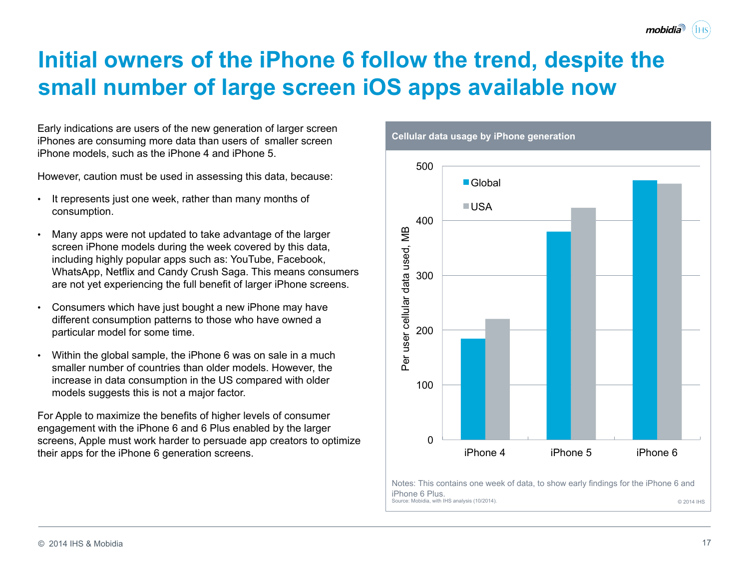# Initial owners of the iPhone 6 follow the trend, despite the small number of large screen iOS apps available now

Early indications are users of the new generation of larger screen iPhones are consuming more data than users of smaller screen iPhone models, such as the iPhone 4 and iPhone 5.

However, caution must be used in assessing this data, because:

- It represents just one week, rather than many months of consumption.
- Many apps were not updated to take advantage of the larger screen iPhone models during the week covered by this data, including highly popular apps such as: YouTube, Facebook, WhatsApp, Netflix and Candy Crush Saga. This means consumers are not yet experiencing the full benefit of larger iPhone screens.
- Consumers which have just bought a new iPhone may have different consumption patterns to those who have owned a particular model for some time.
- Within the global sample, the iPhone 6 was on sale in a much smaller number of countries than older models. However, the increase in data consumption in the US compared with older models suggests this is not a major factor.

For Apple to maximize the benefits of higher levels of consumer engagement with the iPhone 6 and 6 Plus enabled by the larger screens, Apple must work harder to persuade app creators to optimize their apps for the iPhone 6 generation screens.

**Cellular data usage by iPhone generation**

Per user cellular data used, MB

| | Global | USA |
|---|---|---|
| iPhone 4 | ~185 | ~220 |
| iPhone 5 | ~380 | ~424 |
| iPhone 6 | ~474 | ~468 |

Notes: This contains one week of data, to show early findings for the iPhone 6 and iPhone 6 Plus.
Source: Mobidia, with IHS analysis (10/2014).

© 2014 IHS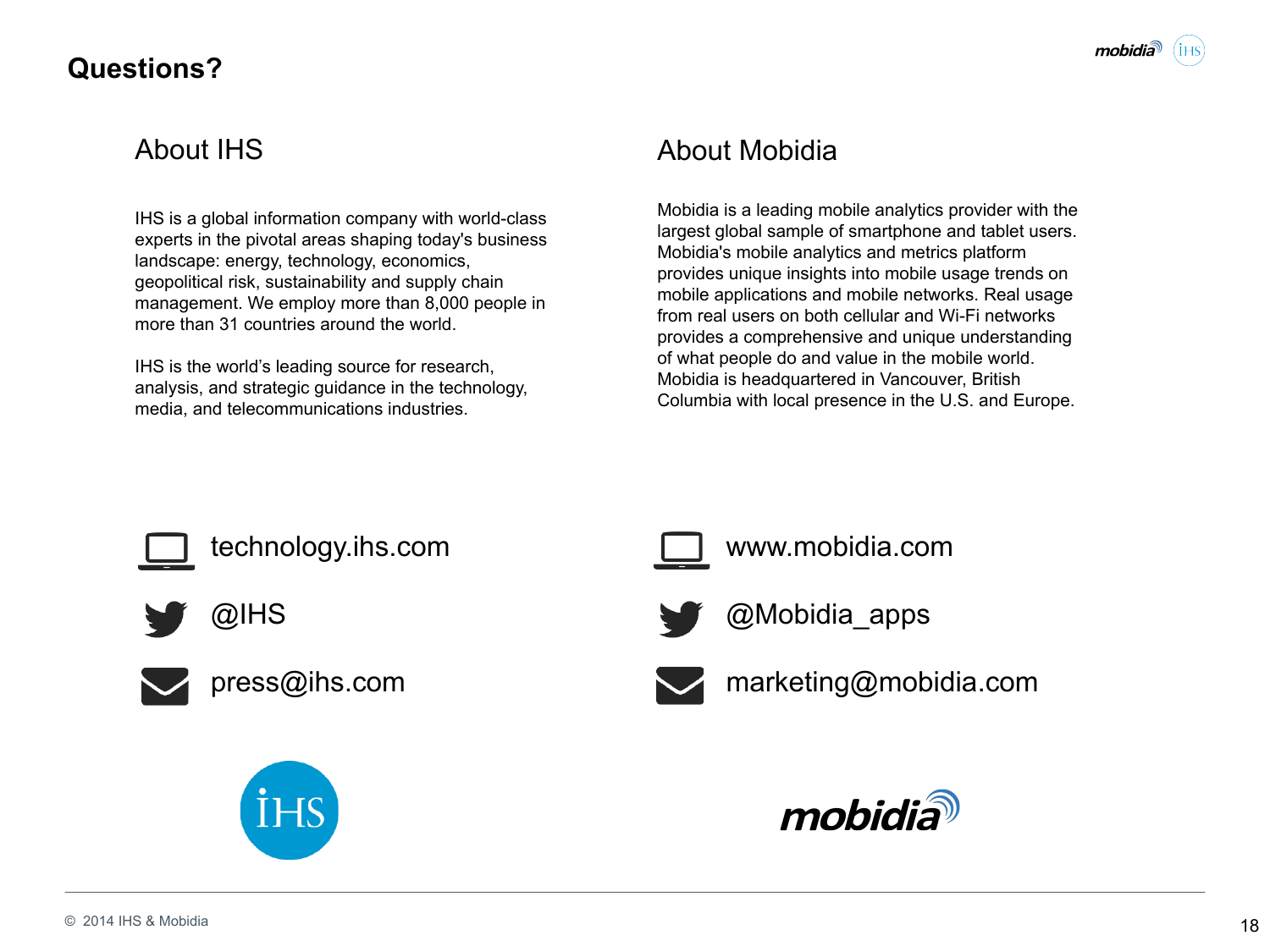# Questions?

## About IHS

IHS is a global information company with world-class experts in the pivotal areas shaping today's business landscape: energy, technology, economics, geopolitical risk, sustainability and supply chain management. We employ more than 8,000 people in more than 31 countries around the world.

IHS is the world's leading source for research, analysis, and strategic guidance in the technology, media, and telecommunications industries.

- technology.ihs.com
- @IHS
- press@ihs.com

## About Mobidia

Mobidia is a leading mobile analytics provider with the largest global sample of smartphone and tablet users. Mobidia's mobile analytics and metrics platform provides unique insights into mobile usage trends on mobile applications and mobile networks. Real usage from real users on both cellular and Wi-Fi networks provides a comprehensive and unique understanding of what people do and value in the mobile world. Mobidia is headquartered in Vancouver, British Columbia with local presence in the U.S. and Europe.

- www.mobidia.com
- @Mobidia_apps
- marketing@mobidia.com

© 2014 IHS & Mobidia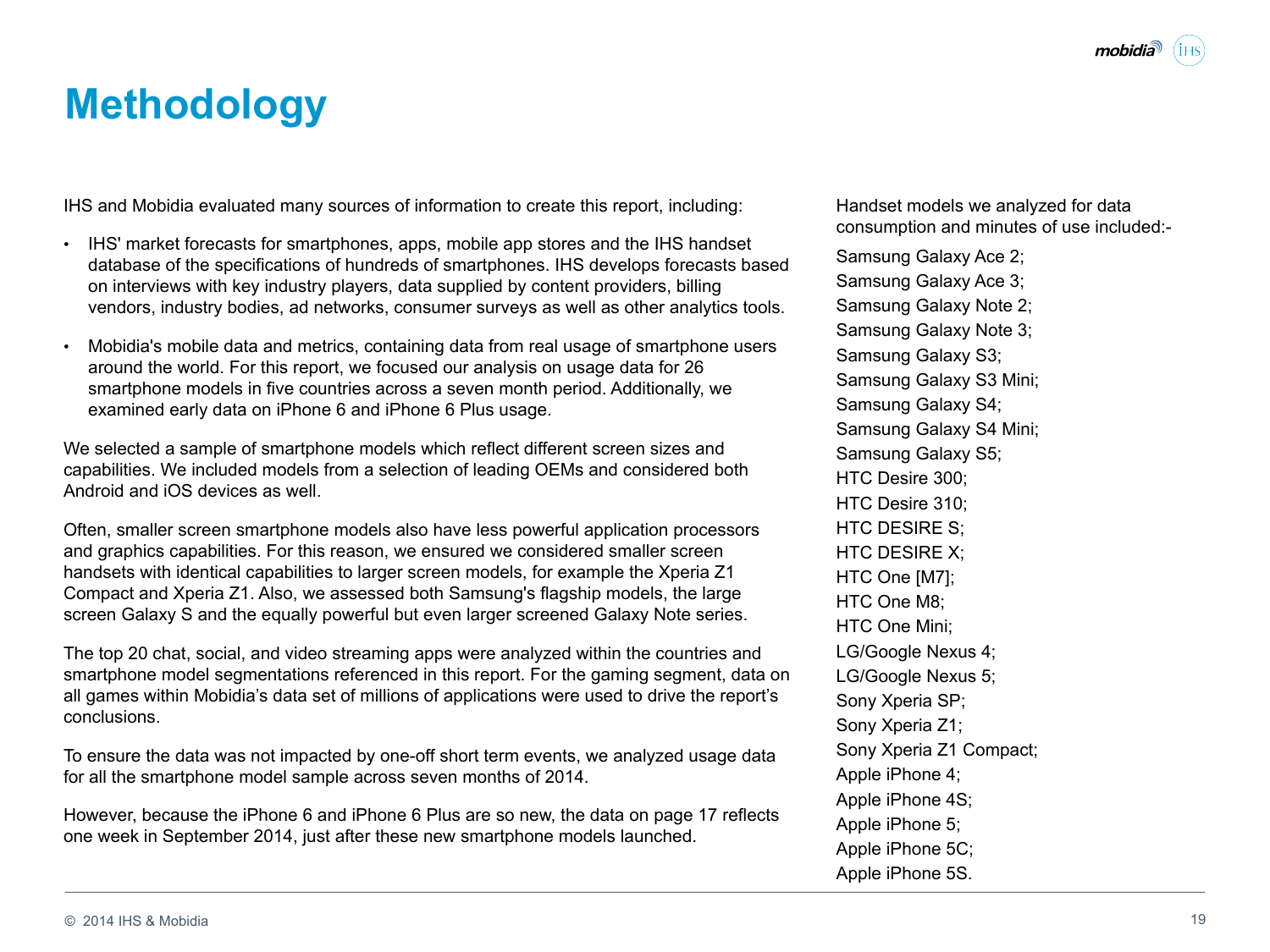# Methodology

IHS and Mobidia evaluated many sources of information to create this report, including:

- IHS' market forecasts for smartphones, apps, mobile app stores and the IHS handset database of the specifications of hundreds of smartphones. IHS develops forecasts based on interviews with key industry players, data supplied by content providers, billing vendors, industry bodies, ad networks, consumer surveys as well as other analytics tools.
- Mobidia's mobile data and metrics, containing data from real usage of smartphone users around the world. For this report, we focused our analysis on usage data for 26 smartphone models in five countries across a seven month period. Additionally, we examined early data on iPhone 6 and iPhone 6 Plus usage.

We selected a sample of smartphone models which reflect different screen sizes and capabilities. We included models from a selection of leading OEMs and considered both Android and iOS devices as well.

Often, smaller screen smartphone models also have less powerful application processors and graphics capabilities. For this reason, we ensured we considered smaller screen handsets with identical capabilities to larger screen models, for example the Xperia Z1 Compact and Xperia Z1. Also, we assessed both Samsung's flagship models, the large screen Galaxy S and the equally powerful but even larger screened Galaxy Note series.

The top 20 chat, social, and video streaming apps were analyzed within the countries and smartphone model segmentations referenced in this report. For the gaming segment, data on all games within Mobidia's data set of millions of applications were used to drive the report's conclusions.

To ensure the data was not impacted by one-off short term events, we analyzed usage data for all the smartphone model sample across seven months of 2014.

However, because the iPhone 6 and iPhone 6 Plus are so new, the data on page 17 reflects one week in September 2014, just after these new smartphone models launched.

Handset models we analyzed for data consumption and minutes of use included:-

Samsung Galaxy Ace 2;
Samsung Galaxy Ace 3;
Samsung Galaxy Note 2;
Samsung Galaxy Note 3;
Samsung Galaxy S3;
Samsung Galaxy S3 Mini;
Samsung Galaxy S4;
Samsung Galaxy S4 Mini;
Samsung Galaxy S5;
HTC Desire 300;
HTC Desire 310;
HTC DESIRE S;
HTC DESIRE X;
HTC One [M7];
HTC One M8;
HTC One Mini;
LG/Google Nexus 4;
LG/Google Nexus 5;
Sony Xperia SP;
Sony Xperia Z1;
Sony Xperia Z1 Compact;
Apple iPhone 4;
Apple iPhone 4S;
Apple iPhone 5;
Apple iPhone 5C;
Apple iPhone 5S.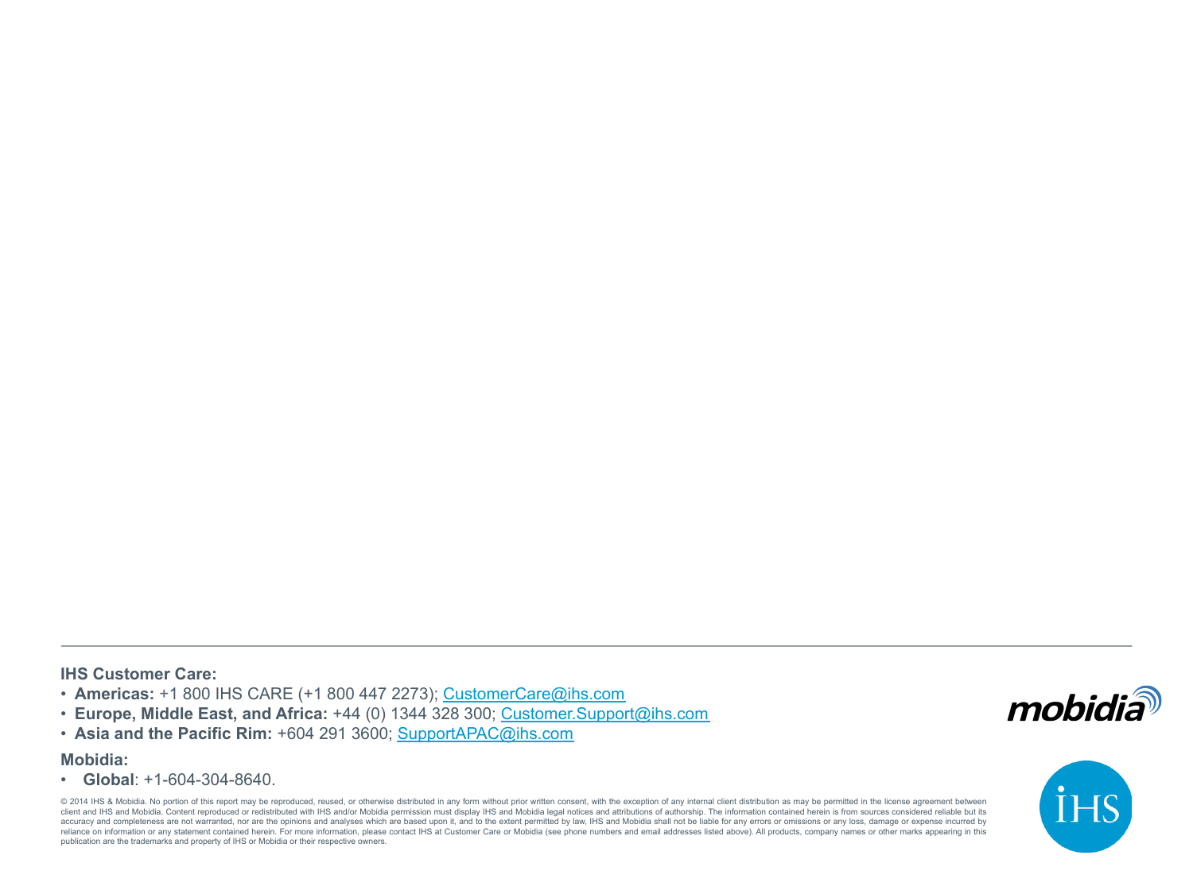**IHS Customer Care:**

- **Americas:** +1 800 IHS CARE (+1 800 447 2273); CustomerCare@ihs.com
- **Europe, Middle East, and Africa:** +44 (0) 1344 328 300; Customer.Support@ihs.com
- **Asia and the Pacific Rim:** +604 291 3600; SupportAPAC@ihs.com

**Mobidia:**

- **Global**: +1-604-304-8640.

© 2014 IHS & Mobidia. No portion of this report may be reproduced, reused, or otherwise distributed in any form without prior written consent, with the exception of any internal client distribution as may be permitted in the license agreement between client and IHS and Mobidia. Content reproduced or redistributed with IHS and/or Mobidia permission must display IHS and Mobidia legal notices and attributions of authorship. The information contained herein is from sources considered reliable but its accuracy and completeness are not warranted, nor are the opinions and analyses which are based upon it, and to the extent permitted by law, IHS and Mobidia shall not be liable for any errors or omissions or any loss, damage or expense incurred by reliance on information or any statement contained herein. For more information, please contact IHS at Customer Care or Mobidia (see phone numbers and email addresses listed above). All products, company names or other marks appearing in this publication are the trademarks and property of IHS or Mobidia or their respective owners.